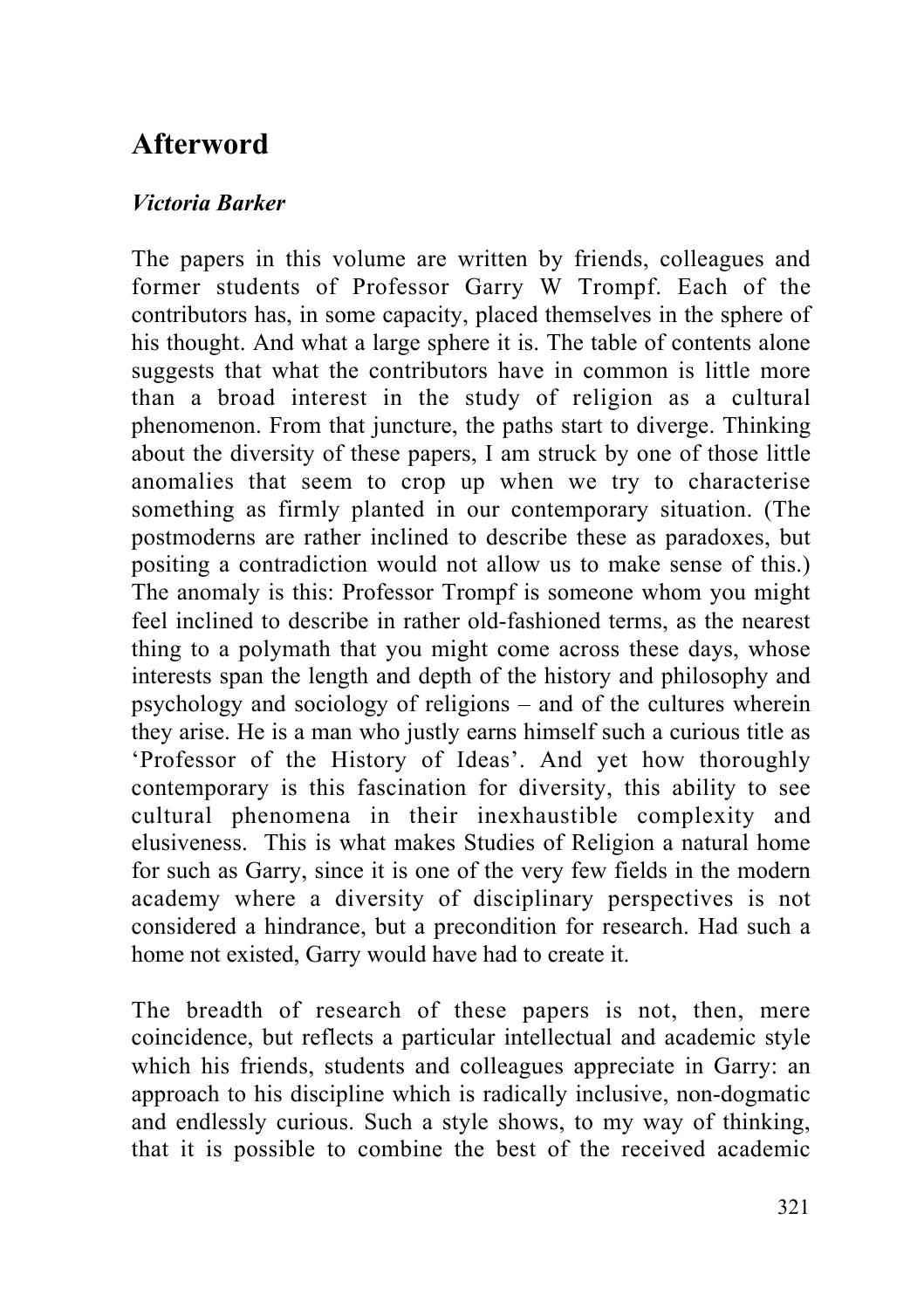# Afterword

***Victoria Barker***

The papers in this volume are written by friends, colleagues and former students of Professor Garry W Trompf. Each of the contributors has, in some capacity, placed themselves in the sphere of his thought. And what a large sphere it is. The table of contents alone suggests that what the contributors have in common is little more than a broad interest in the study of religion as a cultural phenomenon. From that juncture, the paths start to diverge. Thinking about the diversity of these papers, I am struck by one of those little anomalies that seem to crop up when we try to characterise something as firmly planted in our contemporary situation. (The postmoderns are rather inclined to describe these as paradoxes, but positing a contradiction would not allow us to make sense of this.) The anomaly is this: Professor Trompf is someone whom you might feel inclined to describe in rather old-fashioned terms, as the nearest thing to a polymath that you might come across these days, whose interests span the length and depth of the history and philosophy and psychology and sociology of religions – and of the cultures wherein they arise. He is a man who justly earns himself such a curious title as 'Professor of the History of Ideas'. And yet how thoroughly contemporary is this fascination for diversity, this ability to see cultural phenomena in their inexhaustible complexity and elusiveness. This is what makes Studies of Religion a natural home for such as Garry, since it is one of the very few fields in the modern academy where a diversity of disciplinary perspectives is not considered a hindrance, but a precondition for research. Had such a home not existed, Garry would have had to create it.

The breadth of research of these papers is not, then, mere coincidence, but reflects a particular intellectual and academic style which his friends, students and colleagues appreciate in Garry: an approach to his discipline which is radically inclusive, non-dogmatic and endlessly curious. Such a style shows, to my way of thinking, that it is possible to combine the best of the received academic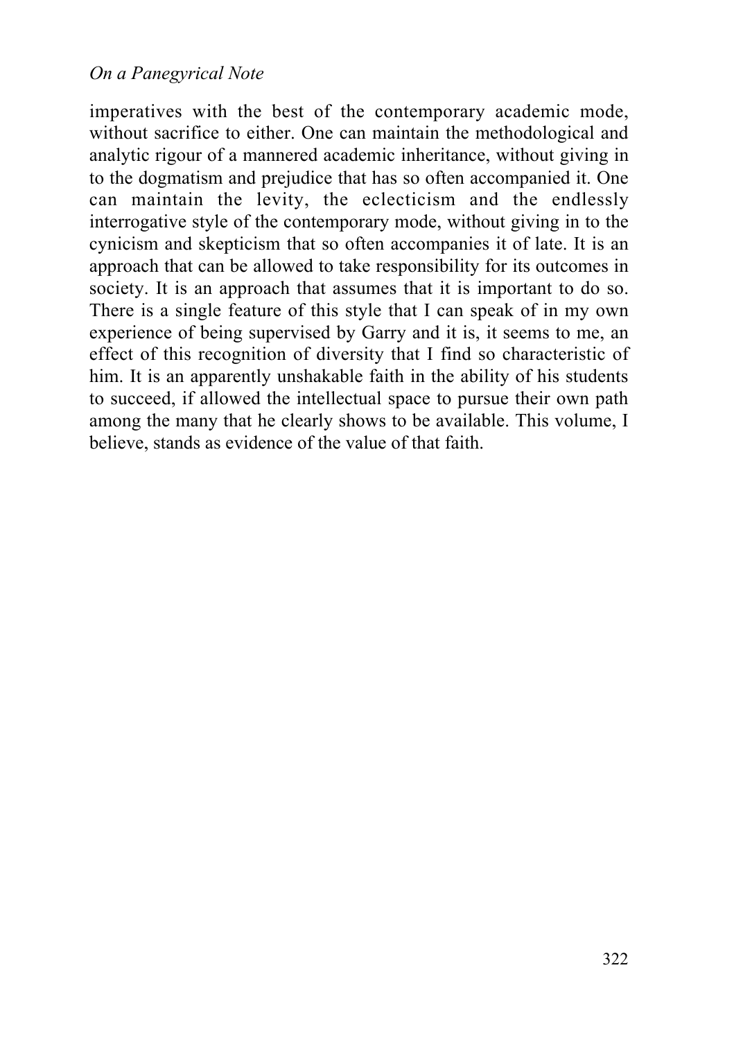imperatives with the best of the contemporary academic mode, without sacrifice to either. One can maintain the methodological and analytic rigour of a mannered academic inheritance, without giving in to the dogmatism and prejudice that has so often accompanied it. One can maintain the levity, the eclecticism and the endlessly interrogative style of the contemporary mode, without giving in to the cynicism and skepticism that so often accompanies it of late. It is an approach that can be allowed to take responsibility for its outcomes in society. It is an approach that assumes that it is important to do so. There is a single feature of this style that I can speak of in my own experience of being supervised by Garry and it is, it seems to me, an effect of this recognition of diversity that I find so characteristic of him. It is an apparently unshakable faith in the ability of his students to succeed, if allowed the intellectual space to pursue their own path among the many that he clearly shows to be available. This volume, I believe, stands as evidence of the value of that faith.